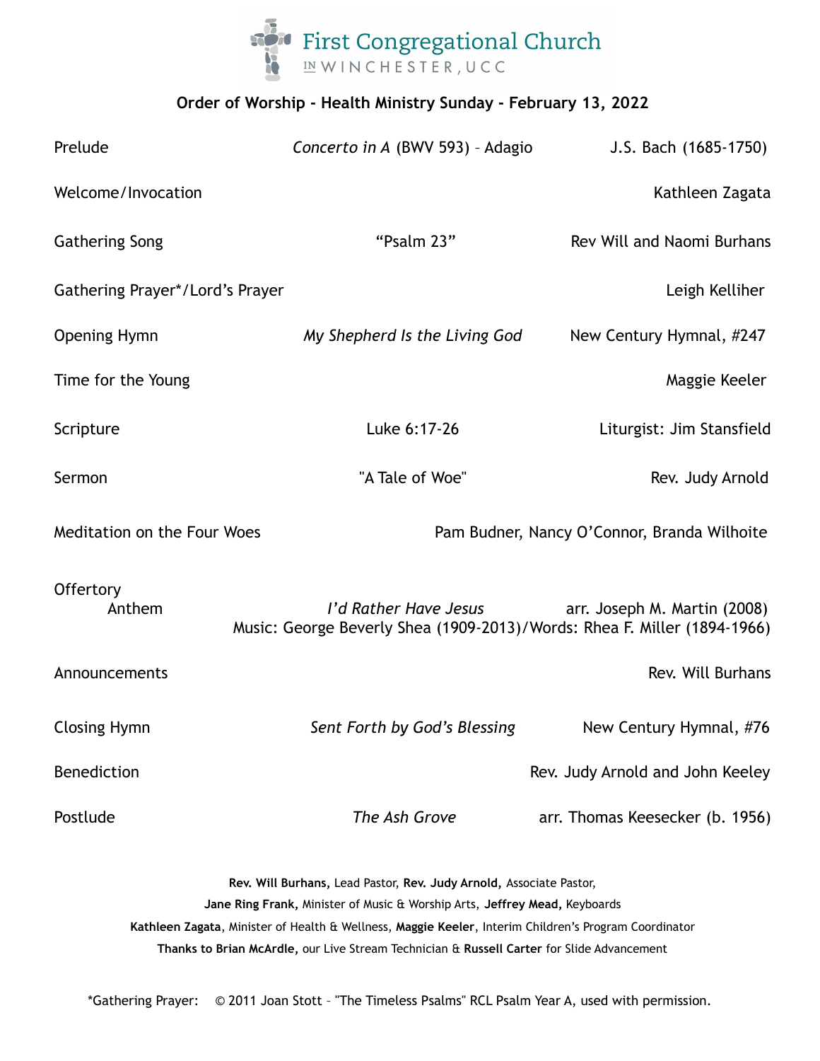# First Congregational Church IN WINCHESTER, UCC

## Order of Worship - Health Ministry Sunday - February 13, 2022

| | | |
|---|---|---|
| Prelude | *Concerto in A* (BWV 593) – Adagio | J.S. Bach (1685-1750) |
| Welcome/Invocation | | Kathleen Zagata |
| Gathering Song | "Psalm 23" | Rev Will and Naomi Burhans |
| Gathering Prayer*/Lord's Prayer | | Leigh Kelliher |
| Opening Hymn | *My Shepherd Is the Living God* | New Century Hymnal, #247 |
| Time for the Young | | Maggie Keeler |
| Scripture | Luke 6:17-26 | Liturgist: Jim Stansfield |
| Sermon | "A Tale of Woe" | Rev. Judy Arnold |
| Meditation on the Four Woes | | Pam Budner, Nancy O'Connor, Branda Wilhoite |
| Offertory Anthem | *I'd Rather Have Jesus* | arr. Joseph M. Martin (2008) |
| | Music: George Beverly Shea (1909-2013)/Words: Rhea F. Miller (1894-1966) | |
| Announcements | | Rev. Will Burhans |
| Closing Hymn | *Sent Forth by God's Blessing* | New Century Hymnal, #76 |
| Benediction | | Rev. Judy Arnold and John Keeley |
| Postlude | *The Ash Grove* | arr. Thomas Keesecker (b. 1956) |

**Rev. Will Burhans,** Lead Pastor, **Rev. Judy Arnold,** Associate Pastor,
**Jane Ring Frank,** Minister of Music & Worship Arts, **Jeffrey Mead,** Keyboards
**Kathleen Zagata**, Minister of Health & Wellness, **Maggie Keeler**, Interim Children's Program Coordinator
**Thanks to Brian McArdle,** our Live Stream Technician & **Russell Carter** for Slide Advancement

*Gathering Prayer: © 2011 Joan Stott – "The Timeless Psalms" RCL Psalm Year A, used with permission.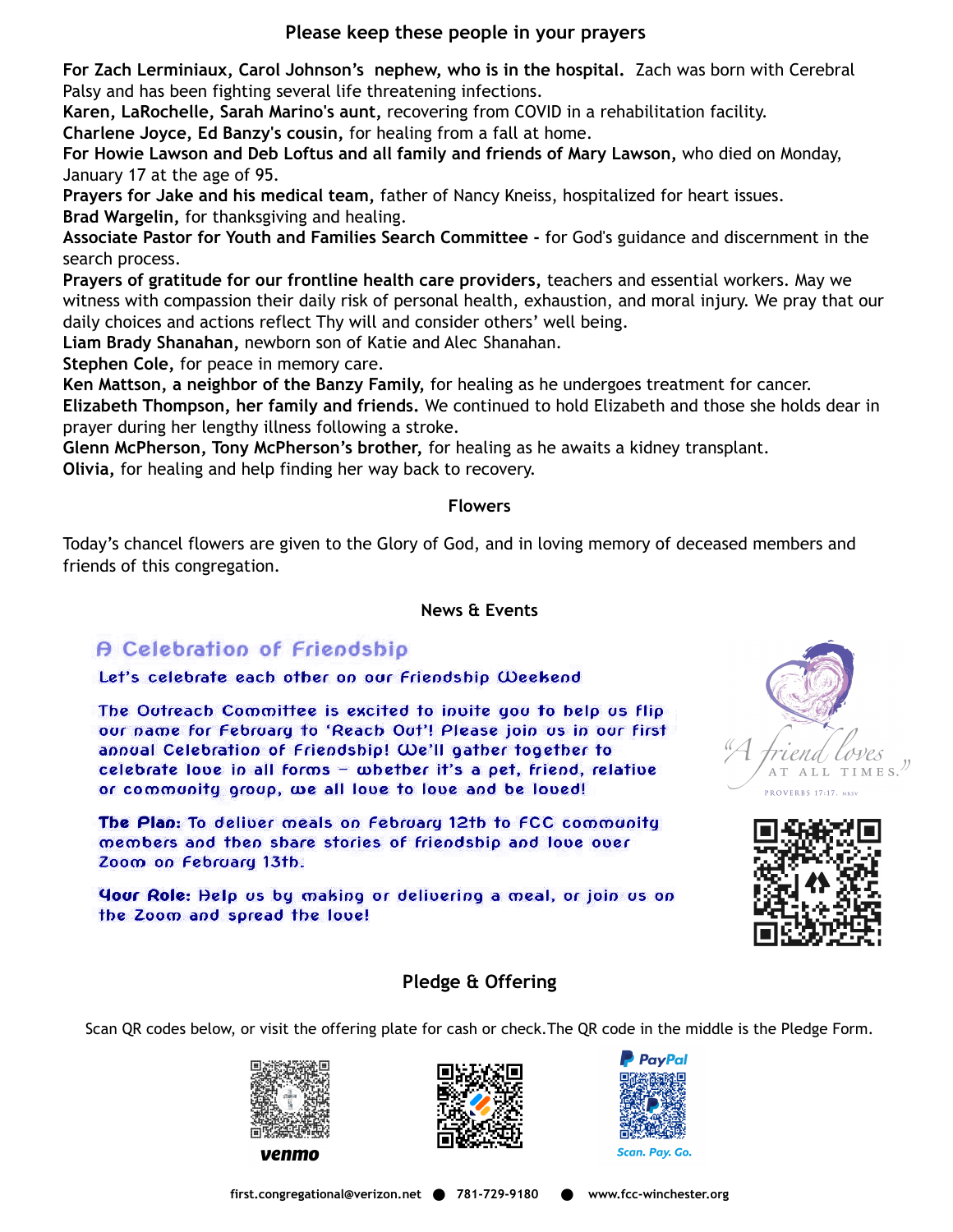## Please keep these people in your prayers

**For Zach Lerminiaux, Carol Johnson's nephew, who is in the hospital.** Zach was born with Cerebral Palsy and has been fighting several life threatening infections.

**Karen, LaRochelle, Sarah Marino's aunt,** recovering from COVID in a rehabilitation facility.

**Charlene Joyce, Ed Banzy's cousin,** for healing from a fall at home.

**For Howie Lawson and Deb Loftus and all family and friends of Mary Lawson,** who died on Monday, January 17 at the age of 95.

**Prayers for Jake and his medical team,** father of Nancy Kneiss, hospitalized for heart issues.

**Brad Wargelin,** for thanksgiving and healing.

**Associate Pastor for Youth and Families Search Committee -** for God's guidance and discernment in the search process.

**Prayers of gratitude for our frontline health care providers,** teachers and essential workers. May we witness with compassion their daily risk of personal health, exhaustion, and moral injury. We pray that our daily choices and actions reflect Thy will and consider others' well being.

**Liam Brady Shanahan,** newborn son of Katie and Alec Shanahan.

**Stephen Cole,** for peace in memory care.

**Ken Mattson, a neighbor of the Banzy Family,** for healing as he undergoes treatment for cancer.

**Elizabeth Thompson, her family and friends.** We continued to hold Elizabeth and those she holds dear in prayer during her lengthy illness following a stroke.

**Glenn McPherson, Tony McPherson's brother,** for healing as he awaits a kidney transplant.

**Olivia,** for healing and help finding her way back to recovery.

## Flowers

Today's chancel flowers are given to the Glory of God, and in loving memory of deceased members and friends of this congregation.

## News & Events

### A Celebration of Friendship

Let's celebrate each other on our Friendship Weekend

The Outreach Committee is excited to invite you to help us flip our name for February to 'Reach Out'! Please join us in our first annual Celebration of Friendship! We'll gather together to celebrate love in all forms – whether it's a pet, friend, relative or community group, we all love to love and be loved!

**The Plan:** To deliver meals on February 12th to FCC community members and then share stories of friendship and love over Zoom on February 13th.

**Your Role:** Help us by making or delivering a meal, or join us on the Zoom and spread the love!

"A friend loves at all times." Proverbs 17:17, NRSV

## Pledge & Offering

Scan QR codes below, or visit the offering plate for cash or check. The QR code in the middle is the Pledge Form.

venmo

PayPal

Scan. Pay. Go.

first.congregational@verizon.net ● 781-729-9180 ● www.fcc-winchester.org